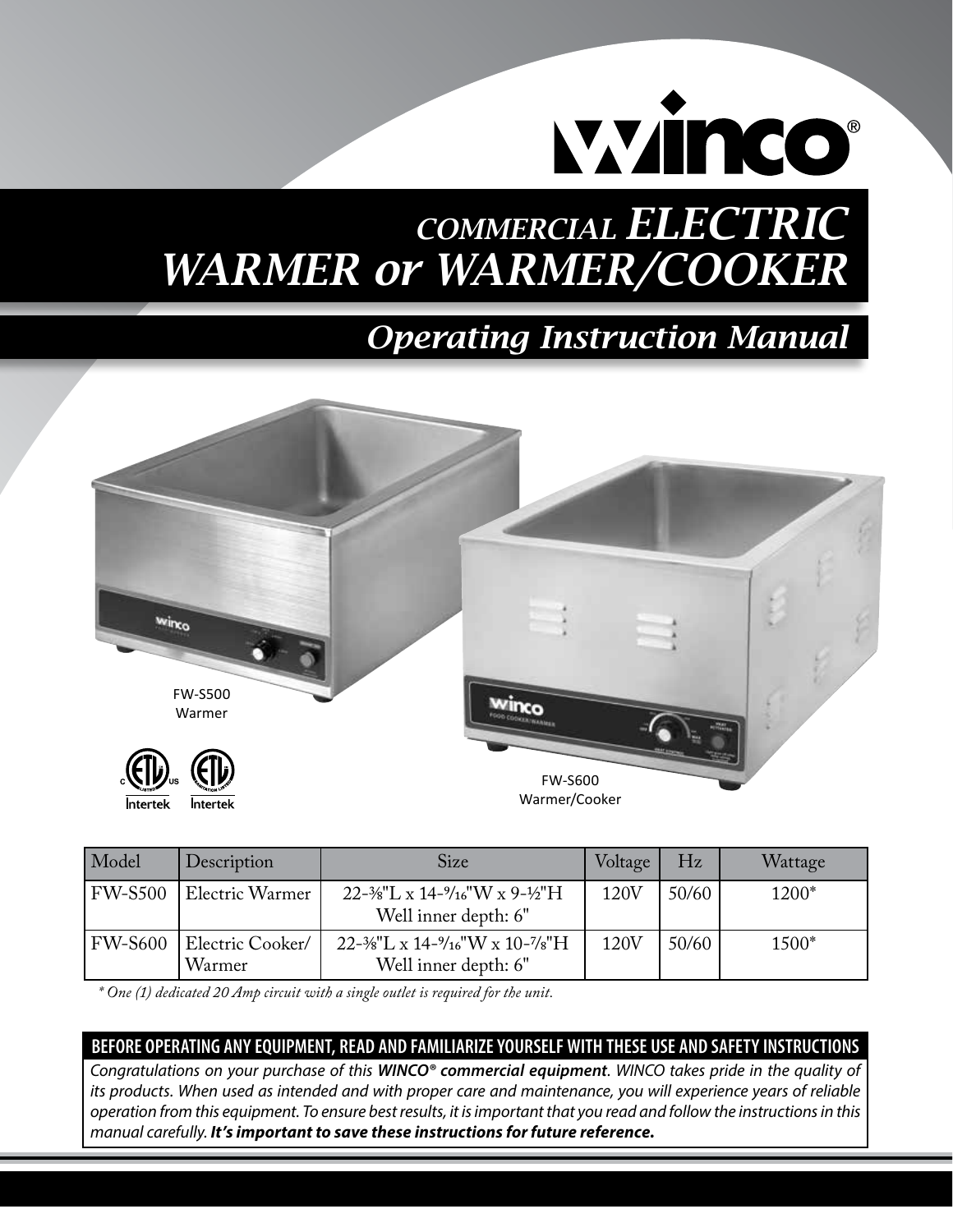# winco®

# COMMERCIAL ELECTRIC WARMER or WARMER/COOKER

## Operating Instruction Manual

FW-S500
Warmer

FW-S600
Warmer/Cooker

| Model | Description | Size | Voltage | Hz | Wattage |
|---|---|---|---|---|---|
| FW-S500 | Electric Warmer | 22-⅜"L x 14-9/16"W x 9-½"H<br>Well inner depth: 6" | 120V | 50/60 | 1200* |
| FW-S600 | Electric Cooker/ Warmer | 22-⅜"L x 14-9/16"W x 10-⅞"H<br>Well inner depth: 6" | 120V | 50/60 | 1500* |

*\* One (1) dedicated 20 Amp circuit with a single outlet is required for the unit.*

**BEFORE OPERATING ANY EQUIPMENT, READ AND FAMILIARIZE YOURSELF WITH THESE USE AND SAFETY INSTRUCTIONS**

*Congratulations on your purchase of this **WINCO® commercial equipment**. WINCO takes pride in the quality of its products. When used as intended and with proper care and maintenance, you will experience years of reliable operation from this equipment. To ensure best results, it is important that you read and follow the instructions in this manual carefully. **It's important to save these instructions for future reference.***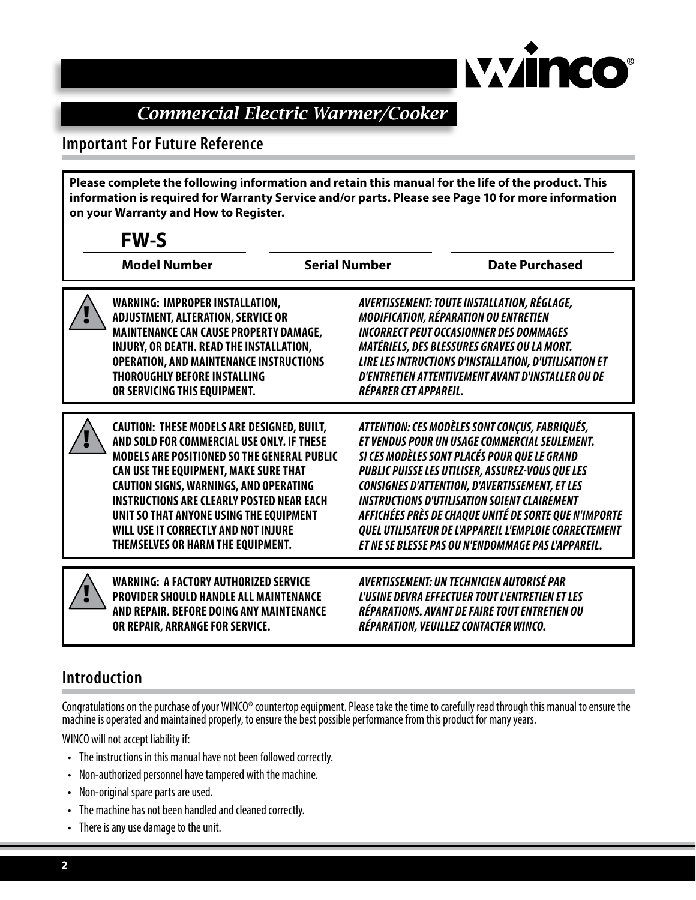# Commercial Electric Warmer/Cooker

## Important For Future Reference

**Please complete the following information and retain this manual for the life of the product. This information is required for Warranty Service and/or parts. Please see Page 10 for more information on your Warranty and How to Register.**

| **FW-S** | | |
|---|---|---|
| **Model Number** | **Serial Number** | **Date Purchased** |

**WARNING: IMPROPER INSTALLATION, ADJUSTMENT, ALTERATION, SERVICE OR MAINTENANCE CAN CAUSE PROPERTY DAMAGE, INJURY, OR DEATH. READ THE INSTALLATION, OPERATION, AND MAINTENANCE INSTRUCTIONS THOROUGHLY BEFORE INSTALLING OR SERVICING THIS EQUIPMENT.**

***AVERTISSEMENT: TOUTE INSTALLATION, RÉGLAGE, MODIFICATION, RÉPARATION OU ENTRETIEN INCORRECT PEUT OCCASIONNER DES DOMMAGES MATÉRIELS, DES BLESSURES GRAVES OU LA MORT. LIRE LES INTRUCTIONS D'INSTALLATION, D'UTILISATION ET D'ENTRETIEN ATTENTIVEMENT AVANT D'INSTALLER OU DE RÉPARER CET APPAREIL.***

**CAUTION: THESE MODELS ARE DESIGNED, BUILT, AND SOLD FOR COMMERCIAL USE ONLY. IF THESE MODELS ARE POSITIONED SO THE GENERAL PUBLIC CAN USE THE EQUIPMENT, MAKE SURE THAT CAUTION SIGNS, WARNINGS, AND OPERATING INSTRUCTIONS ARE CLEARLY POSTED NEAR EACH UNIT SO THAT ANYONE USING THE EQUIPMENT WILL USE IT CORRECTLY AND NOT INJURE THEMSELVES OR HARM THE EQUIPMENT.**

***ATTENTION: CES MODÈLES SONT CONÇUS, FABRIQUÉS, ET VENDUS POUR UN USAGE COMMERCIAL SEULEMENT. SI CES MODÈLES SONT PLACÉS POUR QUE LE GRAND PUBLIC PUISSE LES UTILISER, ASSUREZ-VOUS QUE LES CONSIGNES D'ATTENTION, D'AVERTISSEMENT, ET LES INSTRUCTIONS D'UTILISATION SOIENT CLAIREMENT AFFICHÉES PRÈS DE CHAQUE UNITÉ DE SORTE QUE N'IMPORTE QUEL UTILISATEUR DE L'APPAREIL L'EMPLOIE CORRECTEMENT ET NE SE BLESSE PAS OU N'ENDOMMAGE PAS L'APPAREIL.***

**WARNING: A FACTORY AUTHORIZED SERVICE PROVIDER SHOULD HANDLE ALL MAINTENANCE AND REPAIR. BEFORE DOING ANY MAINTENANCE OR REPAIR, ARRANGE FOR SERVICE.**

***AVERTISSEMENT: UN TECHNICIEN AUTORISÉ PAR L'USINE DEVRA EFFECTUER TOUT L'ENTRETIEN ET LES RÉPARATIONS. AVANT DE FAIRE TOUT ENTRETIEN OU RÉPARATION, VEUILLEZ CONTACTER WINCO.***

## Introduction

Congratulations on the purchase of your WINCO® countertop equipment. Please take the time to carefully read through this manual to ensure the machine is operated and maintained properly, to ensure the best possible performance from this product for many years.

WINCO will not accept liability if:

- The instructions in this manual have not been followed correctly.
- Non-authorized personnel have tampered with the machine.
- Non-original spare parts are used.
- The machine has not been handled and cleaned correctly.
- There is any use damage to the unit.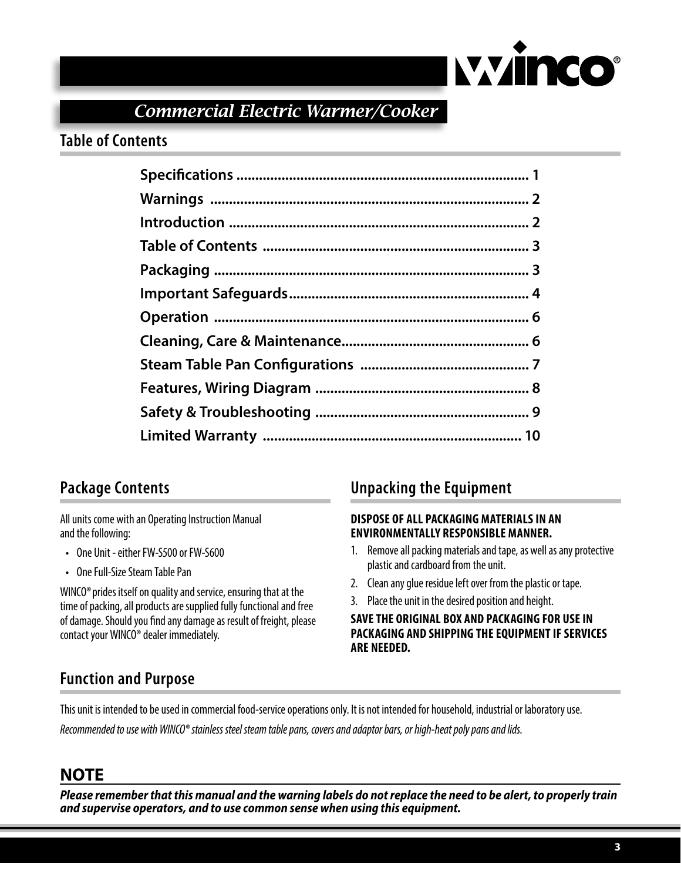## Commercial Electric Warmer/Cooker

## Table of Contents

| | |
|---|---|
| **Specifications** | **1** |
| **Warnings** | **2** |
| **Introduction** | **2** |
| **Table of Contents** | **3** |
| **Packaging** | **3** |
| **Important Safeguards** | **4** |
| **Operation** | **6** |
| **Cleaning, Care & Maintenance** | **6** |
| **Steam Table Pan Configurations** | **7** |
| **Features, Wiring Diagram** | **8** |
| **Safety & Troubleshooting** | **9** |
| **Limited Warranty** | **10** |

## Package Contents

All units come with an Operating Instruction Manual and the following:

- One Unit - either FW-S500 or FW-S600
- One Full-Size Steam Table Pan

WINCO® prides itself on quality and service, ensuring that at the time of packing, all products are supplied fully functional and free of damage. Should you find any damage as result of freight, please contact your WINCO® dealer immediately.

## Unpacking the Equipment

**DISPOSE OF ALL PACKAGING MATERIALS IN AN ENVIRONMENTALLY RESPONSIBLE MANNER.**

1. Remove all packing materials and tape, as well as any protective plastic and cardboard from the unit.
2. Clean any glue residue left over from the plastic or tape.
3. Place the unit in the desired position and height.

**SAVE THE ORIGINAL BOX AND PACKAGING FOR USE IN PACKAGING AND SHIPPING THE EQUIPMENT IF SERVICES ARE NEEDED.**

## Function and Purpose

This unit is intended to be used in commercial food-service operations only. It is not intended for household, industrial or laboratory use.

*Recommended to use with WINCO® stainless steel steam table pans, covers and adaptor bars, or high-heat poly pans and lids.*

## NOTE

***Please remember that this manual and the warning labels do not replace the need to be alert, to properly train and supervise operators, and to use common sense when using this equipment.***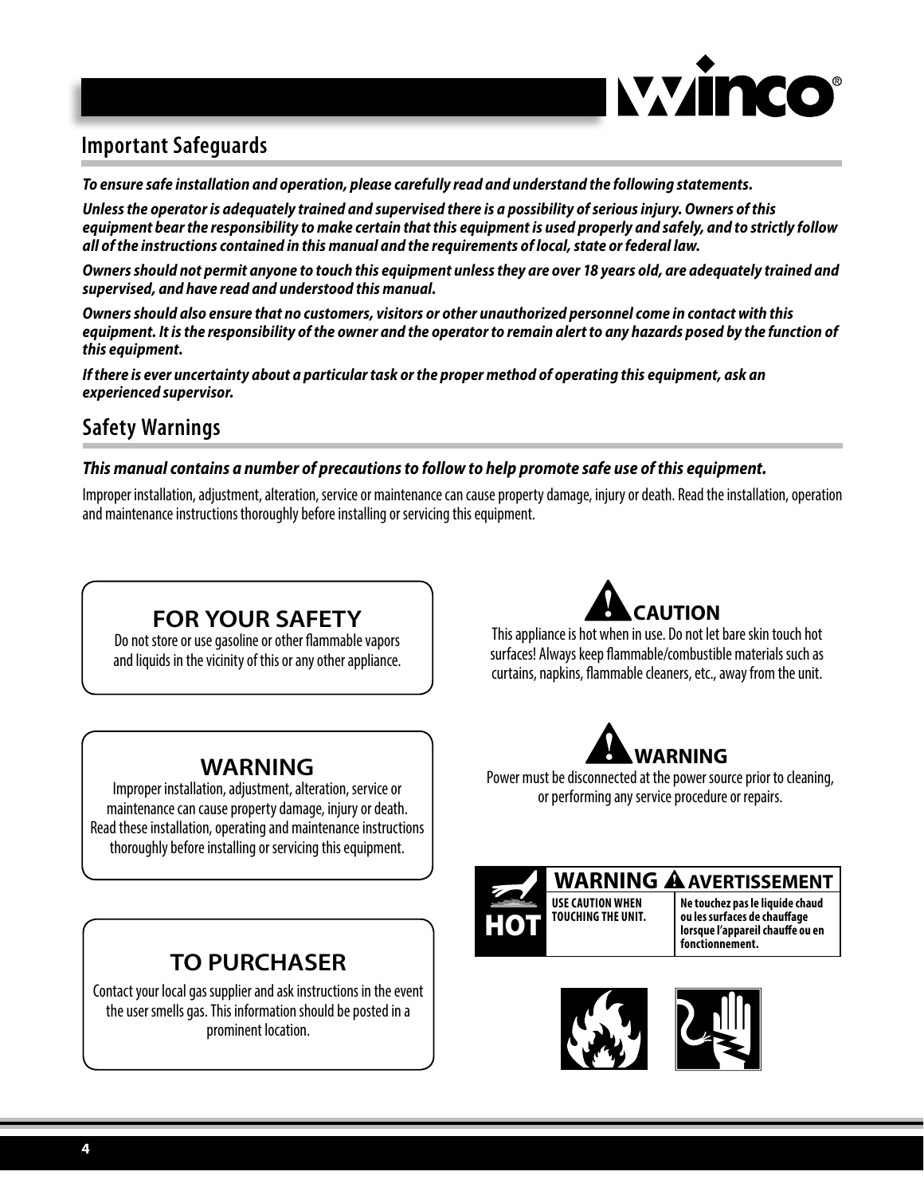## Important Safeguards

***To ensure safe installation and operation, please carefully read and understand the following statements.***

***Unless the operator is adequately trained and supervised there is a possibility of serious injury. Owners of this equipment bear the responsibility to make certain that this equipment is used properly and safely, and to strictly follow all of the instructions contained in this manual and the requirements of local, state or federal law.***

***Owners should not permit anyone to touch this equipment unless they are over 18 years old, are adequately trained and supervised, and have read and understood this manual.***

***Owners should also ensure that no customers, visitors or other unauthorized personnel come in contact with this equipment. It is the responsibility of the owner and the operator to remain alert to any hazards posed by the function of this equipment.***

***If there is ever uncertainty about a particular task or the proper method of operating this equipment, ask an experienced supervisor.***

## Safety Warnings

***This manual contains a number of precautions to follow to help promote safe use of this equipment.***

Improper installation, adjustment, alteration, service or maintenance can cause property damage, injury or death. Read the installation, operation and maintenance instructions thoroughly before installing or servicing this equipment.

**FOR YOUR SAFETY**

Do not store or use gasoline or other flammable vapors and liquids in the vicinity of this or any other appliance.

**WARNING**

Improper installation, adjustment, alteration, service or maintenance can cause property damage, injury or death. Read these installation, operating and maintenance instructions thoroughly before installing or servicing this equipment.

**TO PURCHASER**

Contact your local gas supplier and ask instructions in the event the user smells gas. This information should be posted in a prominent location.

**CAUTION**

This appliance is hot when in use. Do not let bare skin touch hot surfaces! Always keep flammable/combustible materials such as curtains, napkins, flammable cleaners, etc., away from the unit.

**WARNING**

Power must be disconnected at the power source prior to cleaning, or performing any service procedure or repairs.

**HOT**

| WARNING | AVERTISSEMENT |
| --- | --- |
| USE CAUTION WHEN TOUCHING THE UNIT. | Ne touchez pas le liquide chaud ou les surfaces de chauffage lorsque l'appareil chauffe ou en fonctionnement. |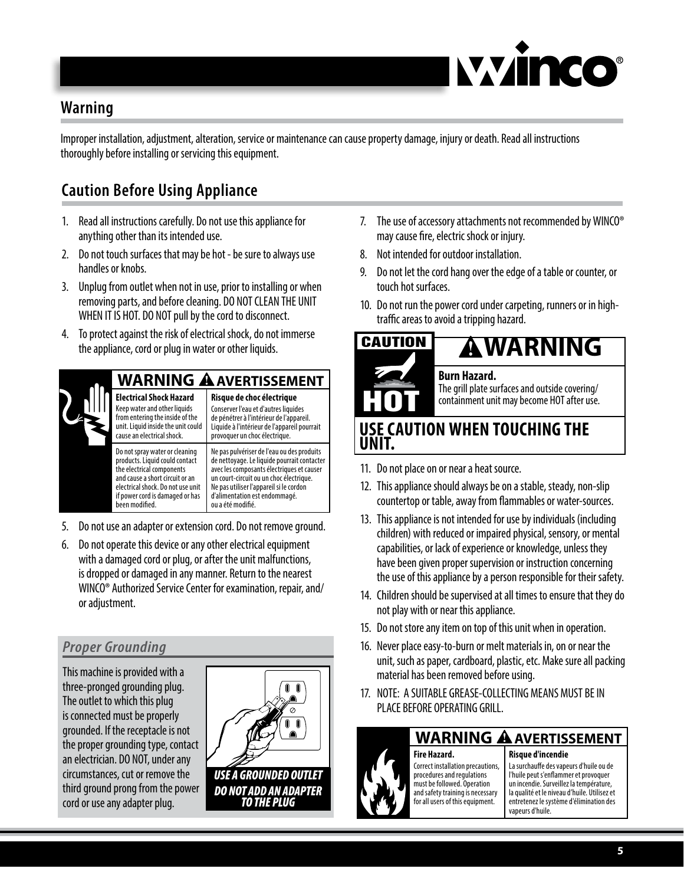## Warning

Improper installation, adjustment, alteration, service or maintenance can cause property damage, injury or death. Read all instructions thoroughly before installing or servicing this equipment.

## Caution Before Using Appliance

1. Read all instructions carefully. Do not use this appliance for anything other than its intended use.
2. Do not touch surfaces that may be hot - be sure to always use handles or knobs.
3. Unplug from outlet when not in use, prior to installing or when removing parts, and before cleaning. DO NOT CLEAN THE UNIT WHEN IT IS HOT. DO NOT pull by the cord to disconnect.
4. To protect against the risk of electrical shock, do not immerse the appliance, cord or plug in water or other liquids.

**WARNING ⚠ AVERTISSEMENT**

| Electrical Shock Hazard | Risque de choc électrique |
|---|---|
| Keep water and other liquids from entering the inside of the unit. Liquid inside the unit could cause an electrical shock. | Conserver l'eau et d'autres liquides de pénétrer à l'intérieur de l'appareil. Liquide à l'intérieur de l'appareil pourrait provoquer un choc électrique. |
| Do not spray water or cleaning products. Liquid could contact the electrical components and cause a short circuit or an electrical shock. Do not use unit if power cord is damaged or has been modified. | Ne pas pulvériser de l'eau ou des produits de nettoyage. Le liquide pourrait contacter avec les composants électriques et causer un court-circuit ou un choc électrique. Ne pas utiliser l'appareil si le cordon d'alimentation est endommagé. ou a été modifié. |

5. Do not use an adapter or extension cord. Do not remove ground.
6. Do not operate this device or any other electrical equipment with a damaged cord or plug, or after the unit malfunctions, is dropped or damaged in any manner. Return to the nearest WINCO® Authorized Service Center for examination, repair, and/or adjustment.

### *Proper Grounding*

This machine is provided with a three-pronged grounding plug. The outlet to which this plug is connected must be properly grounded. If the receptacle is not the proper grounding type, contact an electrician. DO NOT, under any circumstances, cut or remove the third ground prong from the power cord or use any adapter plug.

***USE A GROUNDED OUTLET***
***DO NOT ADD AN ADAPTER TO THE PLUG***

7. The use of accessory attachments not recommended by WINCO® may cause fire, electric shock or injury.
8. Not intended for outdoor installation.
9. Do not let the cord hang over the edge of a table or counter, or touch hot surfaces.
10. Do not run the power cord under carpeting, runners or in high-traffic areas to avoid a tripping hazard.

**CAUTION HOT**

**⚠WARNING**

**Burn Hazard.**
The grill plate surfaces and outside covering/containment unit may become HOT after use.

**USE CAUTION WHEN TOUCHING THE UNIT.**

11. Do not place on or near a heat source.
12. This appliance should always be on a stable, steady, non-slip countertop or table, away from flammables or water-sources.
13. This appliance is not intended for use by individuals (including children) with reduced or impaired physical, sensory, or mental capabilities, or lack of experience or knowledge, unless they have been given proper supervision or instruction concerning the use of this appliance by a person responsible for their safety.
14. Children should be supervised at all times to ensure that they do not play with or near this appliance.
15. Do not store any item on top of this unit when in operation.
16. Never place easy-to-burn or melt materials in, on or near the unit, such as paper, cardboard, plastic, etc. Make sure all packing material has been removed before using.
17. NOTE: A SUITABLE GREASE-COLLECTING MEANS MUST BE IN PLACE BEFORE OPERATING GRILL.

**WARNING ⚠ AVERTISSEMENT**

| Fire Hazard. | Risque d'incendie |
|---|---|
| Correct installation precautions, procedures and regulations must be followed. Operation and safety training is necessary for all users of this equipment. | La surchauffe des vapeurs d'huile ou de l'huile peut s'enflammer et provoquer un incendie. Surveillez la température, la qualité et le niveau d'huile. Utilisez et entretenez le système d'élimination des vapeurs d'huile. |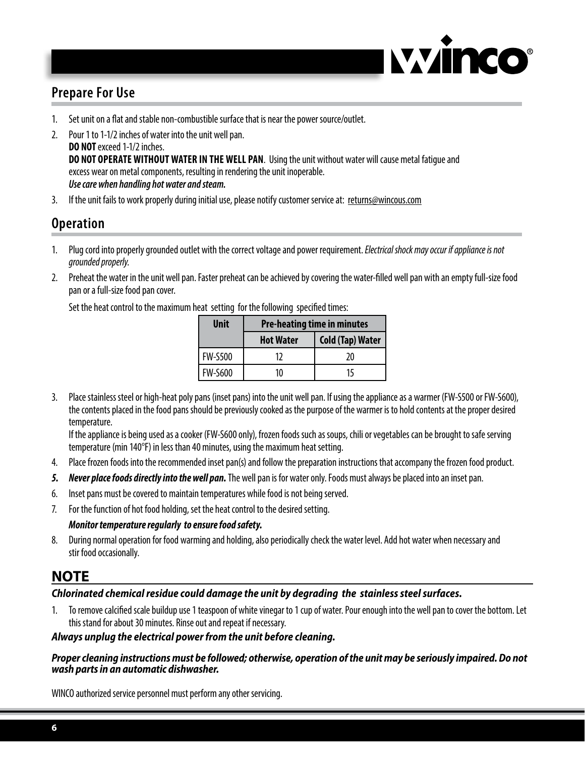## Prepare For Use

1. Set unit on a flat and stable non-combustible surface that is near the power source/outlet.
2. Pour 1 to 1-1/2 inches of water into the unit well pan.
   **DO NOT** exceed 1-1/2 inches.
   **DO NOT OPERATE WITHOUT WATER IN THE WELL PAN**. Using the unit without water will cause metal fatigue and excess wear on metal components, resulting in rendering the unit inoperable.
   ***Use care when handling hot water and steam.***
3. If the unit fails to work properly during initial use, please notify customer service at: returns@wincous.com

## Operation

1. Plug cord into properly grounded outlet with the correct voltage and power requirement. *Electrical shock may occur if appliance is not grounded properly.*
2. Preheat the water in the unit well pan. Faster preheat can be achieved by covering the water-filled well pan with an empty full-size food pan or a full-size food pan cover.

   Set the heat control to the maximum heat setting for the following specified times:

   | Unit | Pre-heating time in minutes | |
   |---|---|---|
   | | **Hot Water** | **Cold (Tap) Water** |
   | FW-S500 | 12 | 20 |
   | FW-S600 | 10 | 15 |

3. Place stainless steel or high-heat poly pans (inset pans) into the unit well pan. If using the appliance as a warmer (FW-S500 or FW-S600), the contents placed in the food pans should be previously cooked as the purpose of the warmer is to hold contents at the proper desired temperature.
   If the appliance is being used as a cooker (FW-S600 only), frozen foods such as soups, chili or vegetables can be brought to safe serving temperature (min 140°F) in less than 40 minutes, using the maximum heat setting.
4. Place frozen foods into the recommended inset pan(s) and follow the preparation instructions that accompany the frozen food product.
5. ***Never place foods directly into the well pan.*** The well pan is for water only. Foods must always be placed into an inset pan.
6. Inset pans must be covered to maintain temperatures while food is not being served.
7. For the function of hot food holding, set the heat control to the desired setting.
   ***Monitor temperature regularly to ensure food safety.***
8. During normal operation for food warming and holding, also periodically check the water level. Add hot water when necessary and stir food occasionally.

## NOTE

***Chlorinated chemical residue could damage the unit by degrading the stainless steel surfaces.***

1. To remove calcified scale buildup use 1 teaspoon of white vinegar to 1 cup of water. Pour enough into the well pan to cover the bottom. Let this stand for about 30 minutes. Rinse out and repeat if necessary.

***Always unplug the electrical power from the unit before cleaning.***

***Proper cleaning instructions must be followed; otherwise, operation of the unit may be seriously impaired. Do not wash parts in an automatic dishwasher.***

WINCO authorized service personnel must perform any other servicing.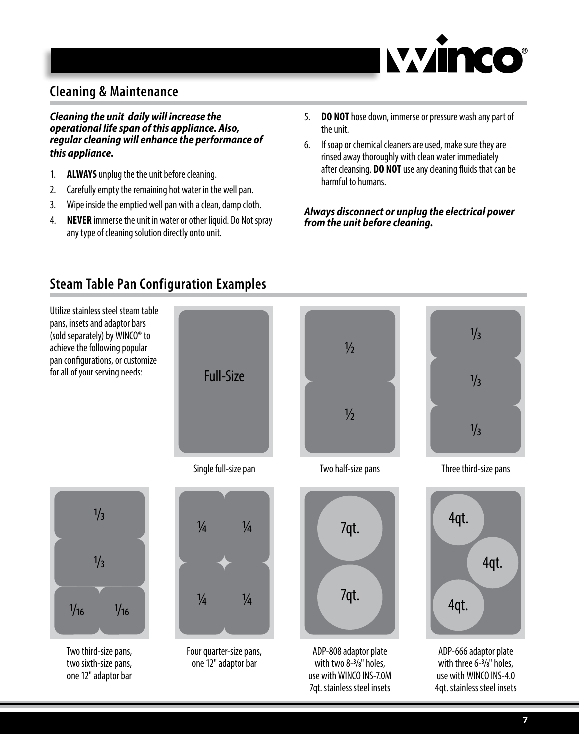## Cleaning & Maintenance

***Cleaning the unit daily will increase the operational life span of this appliance. Also, regular cleaning will enhance the performance of this appliance.***

1. **ALWAYS** unplug the the unit before cleaning.
2. Carefully empty the remaining hot water in the well pan.
3. Wipe inside the emptied well pan with a clean, damp cloth.
4. **NEVER** immerse the unit in water or other liquid. Do Not spray any type of cleaning solution directly onto unit.
5. **DO NOT** hose down, immerse or pressure wash any part of the unit.
6. If soap or chemical cleaners are used, make sure they are rinsed away thoroughly with clean water immediately after cleansing. **DO NOT** use any cleaning fluids that can be harmful to humans.

***Always disconnect or unplug the electrical power from the unit before cleaning.***

## Steam Table Pan Configuration Examples

Utilize stainless steel steam table pans, insets and adaptor bars (sold separately) by WINCO® to achieve the following popular pan configurations, or customize for all of your serving needs:

Full-Size

Single full-size pan

½ ½

Two half-size pans

⅓ ⅓ ⅓

Three third-size pans

⅓ ⅓ 1/16 1/16

Two third-size pans, two sixth-size pans, one 12" adaptor bar

¼ ¼ ¼ ¼

Four quarter-size pans, one 12" adaptor bar

7qt. 7qt.

ADP-808 adaptor plate with two 8-3/8" holes, use with WINCO INS-7.0M 7qt. stainless steel insets

4qt. 4qt. 4qt.

ADP-666 adaptor plate with three 6-3/8" holes, use with WINCO INS-4.0 4qt. stainless steel insets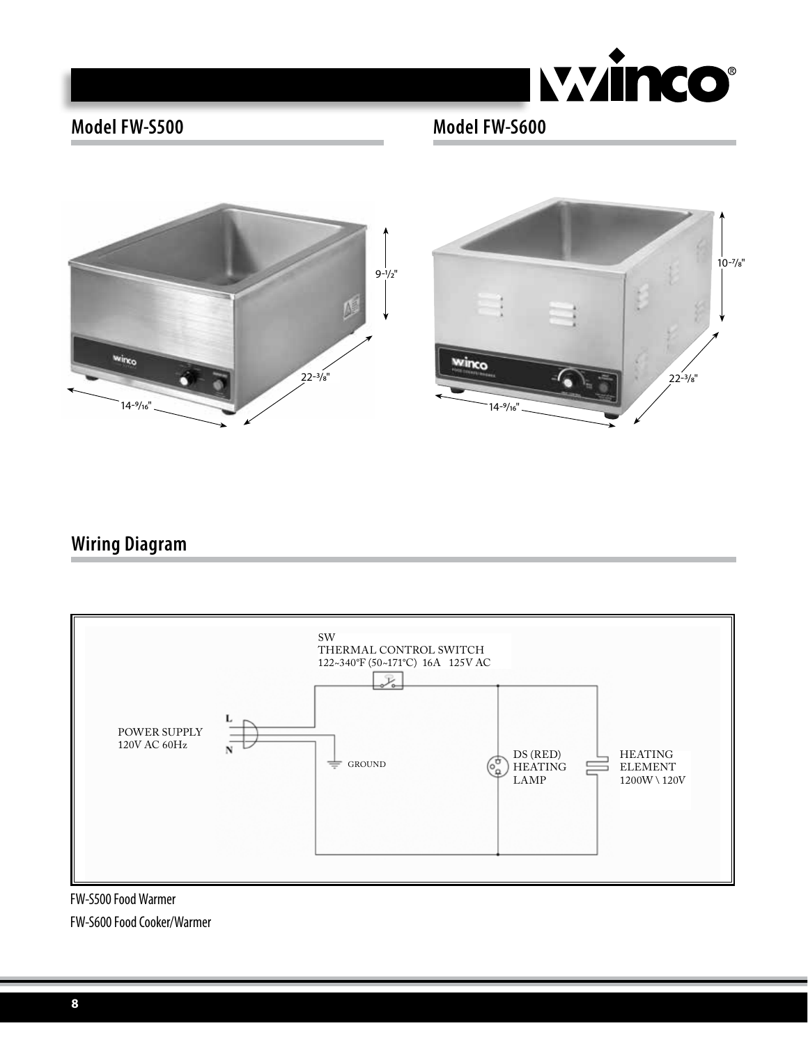## Model FW-S500

9-1/2"

22-3/8"

14-9/16"

## Model FW-S600

10-7/8"

22-3/8"

14-9/16"

## Wiring Diagram

SW
THERMAL CONTROL SWITCH
122~340°F (50~171°C) 16A 125V AC

POWER SUPPLY
120V AC 60Hz

L

N

GROUND

DS (RED)
HEATING
LAMP

HEATING
ELEMENT
1200W \ 120V

FW-S500 Food Warmer

FW-S600 Food Cooker/Warmer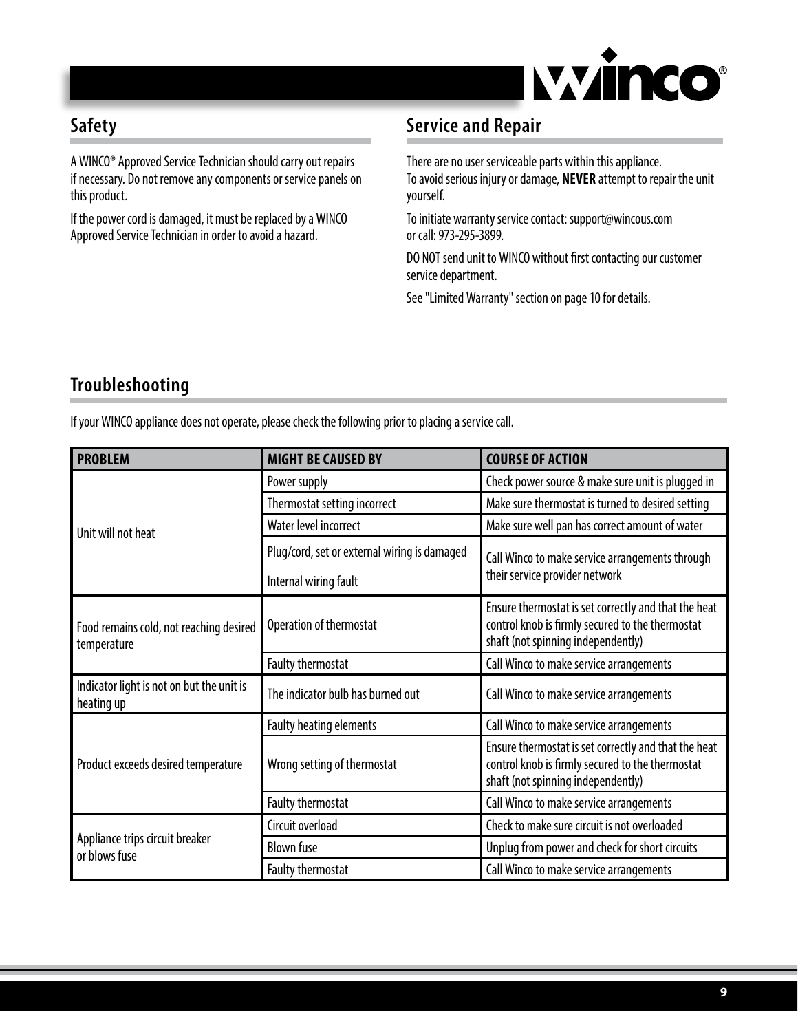## Safety

A WINCO® Approved Service Technician should carry out repairs if necessary. Do not remove any components or service panels on this product.

If the power cord is damaged, it must be replaced by a WINCO Approved Service Technician in order to avoid a hazard.

## Service and Repair

There are no user serviceable parts within this appliance.
To avoid serious injury or damage, **NEVER** attempt to repair the unit yourself.

To initiate warranty service contact: support@wincous.com
or call: 973-295-3899.

DO NOT send unit to WINCO without first contacting our customer service department.

See "Limited Warranty" section on page 10 for details.

## Troubleshooting

If your WINCO appliance does not operate, please check the following prior to placing a service call.

| PROBLEM | MIGHT BE CAUSED BY | COURSE OF ACTION |
|---|---|---|
| Unit will not heat | Power supply | Check power source & make sure unit is plugged in |
| | Thermostat setting incorrect | Make sure thermostat is turned to desired setting |
| | Water level incorrect | Make sure well pan has correct amount of water |
| | Plug/cord, set or external wiring is damaged | Call Winco to make service arrangements through their service provider network |
| | Internal wiring fault | |
| Food remains cold, not reaching desired temperature | Operation of thermostat | Ensure thermostat is set correctly and that the heat control knob is firmly secured to the thermostat shaft (not spinning independently) |
| | Faulty thermostat | Call Winco to make service arrangements |
| Indicator light is not on but the unit is heating up | The indicator bulb has burned out | Call Winco to make service arrangements |
| Product exceeds desired temperature | Faulty heating elements | Call Winco to make service arrangements |
| | Wrong setting of thermostat | Ensure thermostat is set correctly and that the heat control knob is firmly secured to the thermostat shaft (not spinning independently) |
| | Faulty thermostat | Call Winco to make service arrangements |
| Appliance trips circuit breaker or blows fuse | Circuit overload | Check to make sure circuit is not overloaded |
| | Blown fuse | Unplug from power and check for short circuits |
| | Faulty thermostat | Call Winco to make service arrangements |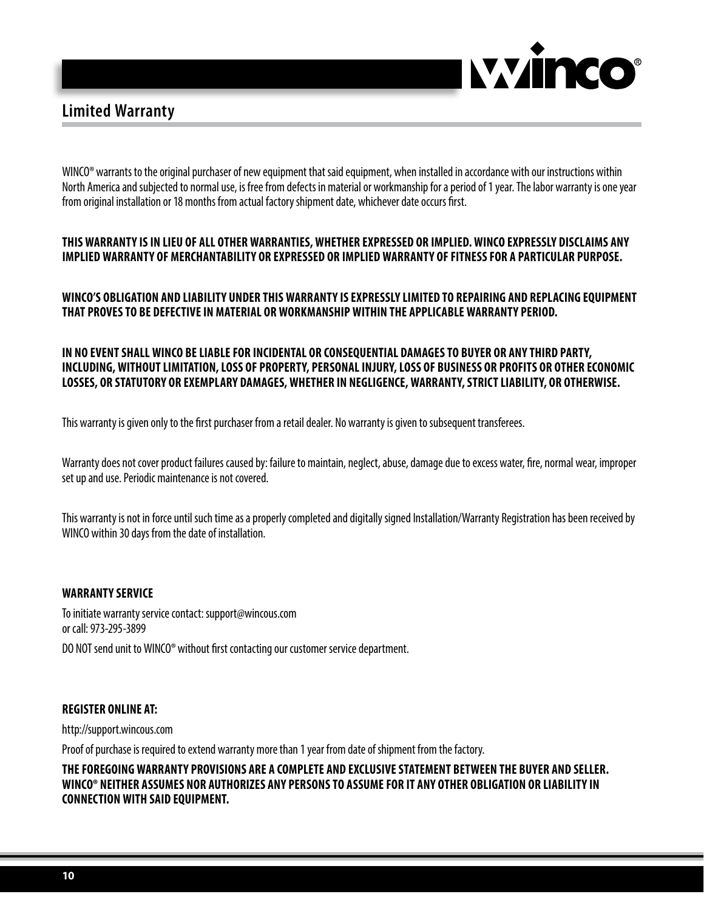## Limited Warranty

WINCO® warrants to the original purchaser of new equipment that said equipment, when installed in accordance with our instructions within North America and subjected to normal use, is free from defects in material or workmanship for a period of 1 year. The labor warranty is one year from original installation or 18 months from actual factory shipment date, whichever date occurs first.

**THIS WARRANTY IS IN LIEU OF ALL OTHER WARRANTIES, WHETHER EXPRESSED OR IMPLIED. WINCO EXPRESSLY DISCLAIMS ANY IMPLIED WARRANTY OF MERCHANTABILITY OR EXPRESSED OR IMPLIED WARRANTY OF FITNESS FOR A PARTICULAR PURPOSE.**

**WINCO'S OBLIGATION AND LIABILITY UNDER THIS WARRANTY IS EXPRESSLY LIMITED TO REPAIRING AND REPLACING EQUIPMENT THAT PROVES TO BE DEFECTIVE IN MATERIAL OR WORKMANSHIP WITHIN THE APPLICABLE WARRANTY PERIOD.**

**IN NO EVENT SHALL WINCO BE LIABLE FOR INCIDENTAL OR CONSEQUENTIAL DAMAGES TO BUYER OR ANY THIRD PARTY, INCLUDING, WITHOUT LIMITATION, LOSS OF PROPERTY, PERSONAL INJURY, LOSS OF BUSINESS OR PROFITS OR OTHER ECONOMIC LOSSES, OR STATUTORY OR EXEMPLARY DAMAGES, WHETHER IN NEGLIGENCE, WARRANTY, STRICT LIABILITY, OR OTHERWISE.**

This warranty is given only to the first purchaser from a retail dealer. No warranty is given to subsequent transferees.

Warranty does not cover product failures caused by: failure to maintain, neglect, abuse, damage due to excess water, fire, normal wear, improper set up and use. Periodic maintenance is not covered.

This warranty is not in force until such time as a properly completed and digitally signed Installation/Warranty Registration has been received by WINCO within 30 days from the date of installation.

**WARRANTY SERVICE**

To initiate warranty service contact: support@wincous.com
or call: 973-295-3899

DO NOT send unit to WINCO® without first contacting our customer service department.

**REGISTER ONLINE AT:**

http://support.wincous.com

Proof of purchase is required to extend warranty more than 1 year from date of shipment from the factory.

**THE FOREGOING WARRANTY PROVISIONS ARE A COMPLETE AND EXCLUSIVE STATEMENT BETWEEN THE BUYER AND SELLER. WINCO® NEITHER ASSUMES NOR AUTHORIZES ANY PERSONS TO ASSUME FOR IT ANY OTHER OBLIGATION OR LIABILITY IN CONNECTION WITH SAID EQUIPMENT.**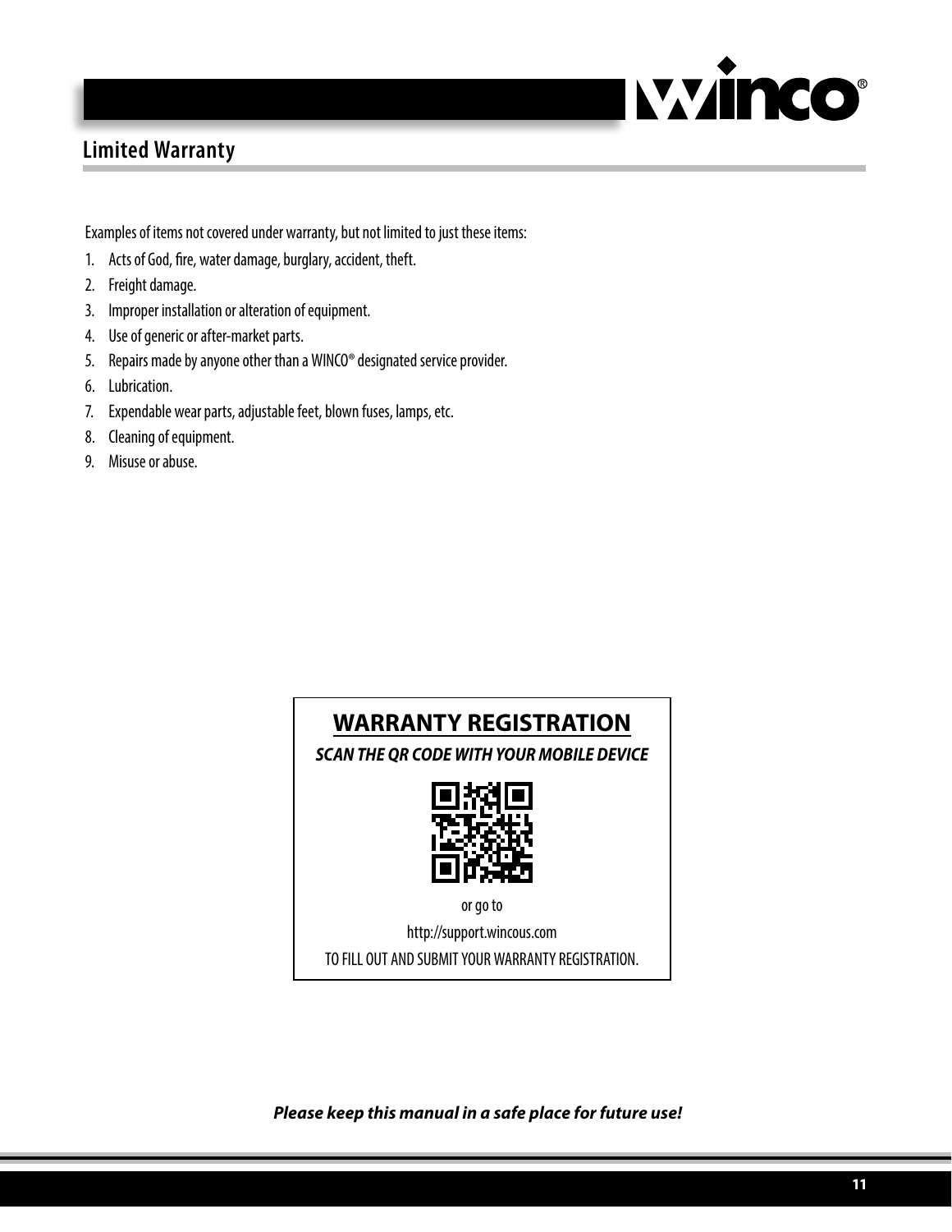## Limited Warranty

Examples of items not covered under warranty, but not limited to just these items:

1. Acts of God, fire, water damage, burglary, accident, theft.
2. Freight damage.
3. Improper installation or alteration of equipment.
4. Use of generic or after-market parts.
5. Repairs made by anyone other than a WINCO® designated service provider.
6. Lubrication.
7. Expendable wear parts, adjustable feet, blown fuses, lamps, etc.
8. Cleaning of equipment.
9. Misuse or abuse.

**WARRANTY REGISTRATION**

***SCAN THE QR CODE WITH YOUR MOBILE DEVICE***

or go to

http://support.wincous.com

TO FILL OUT AND SUBMIT YOUR WARRANTY REGISTRATION.

***Please keep this manual in a safe place for future use!***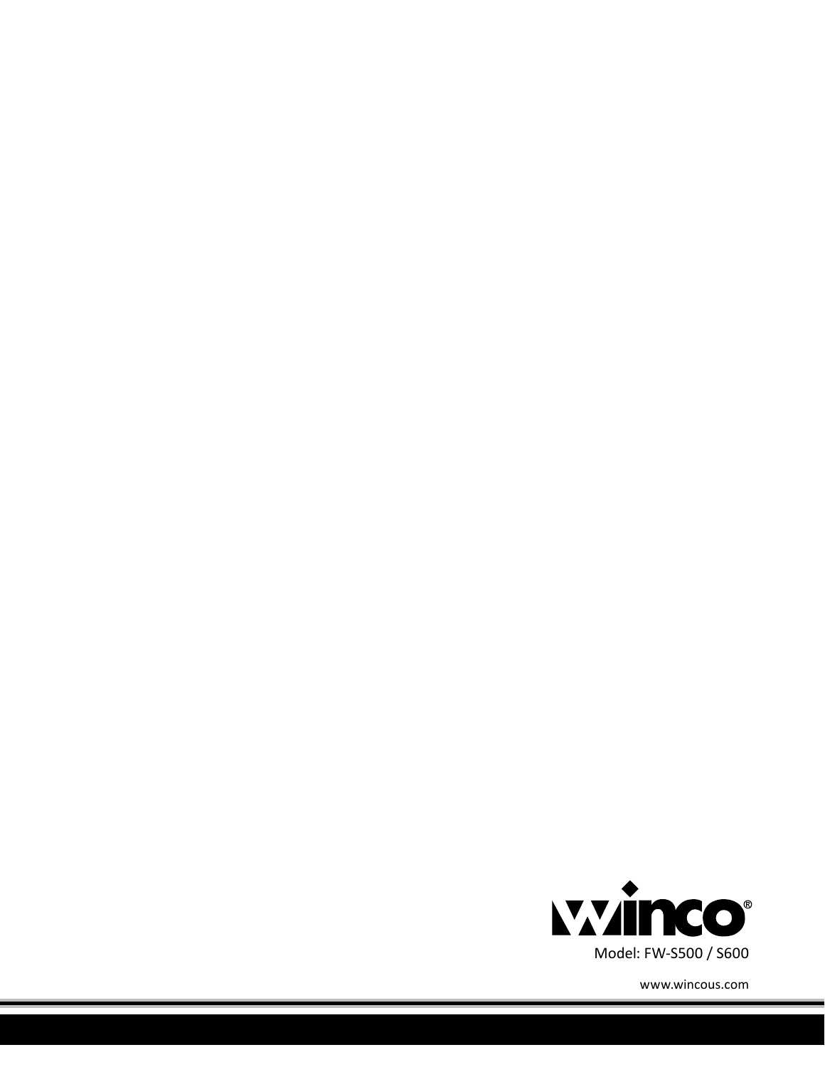winco®

Model: FW-S500 / S600

www.wincous.com